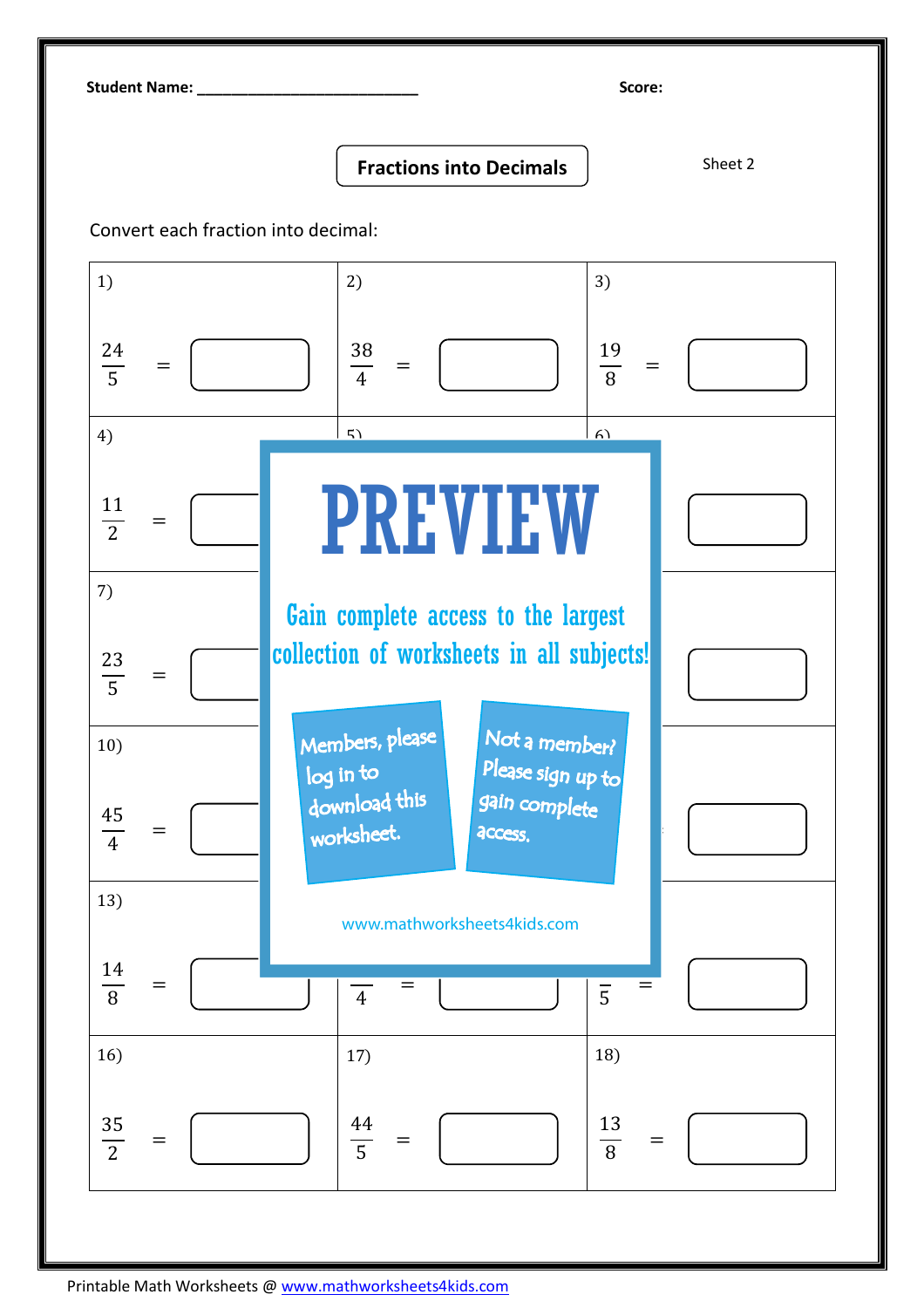Student Name: ___________________________ Score:

# Fractions into Decimals

Sheet 2

Convert each fraction into decimal:

| | | |
|---|---|---|
| 1) $\frac{24}{5}$ = | 2) $\frac{38}{4}$ = | 3) $\frac{19}{8}$ = |
| 4) $\frac{11}{2}$ = | 5) | 6) |
| 7) $\frac{23}{5}$ = | | |
| 10) $\frac{45}{4}$ = | | |
| 13) $\frac{14}{8}$ = | $\frac{}{4}$ = | $\frac{}{5}$ = |
| 16) $\frac{35}{2}$ = | 17) $\frac{44}{5}$ = | 18) $\frac{13}{8}$ = |

PREVIEW

Gain complete access to the largest collection of worksheets in all subjects!

Members, please log in to download this worksheet.

Not a member? Please sign up to gain complete access.

www.mathworksheets4kids.com

Printable Math Worksheets @ www.mathworksheets4kids.com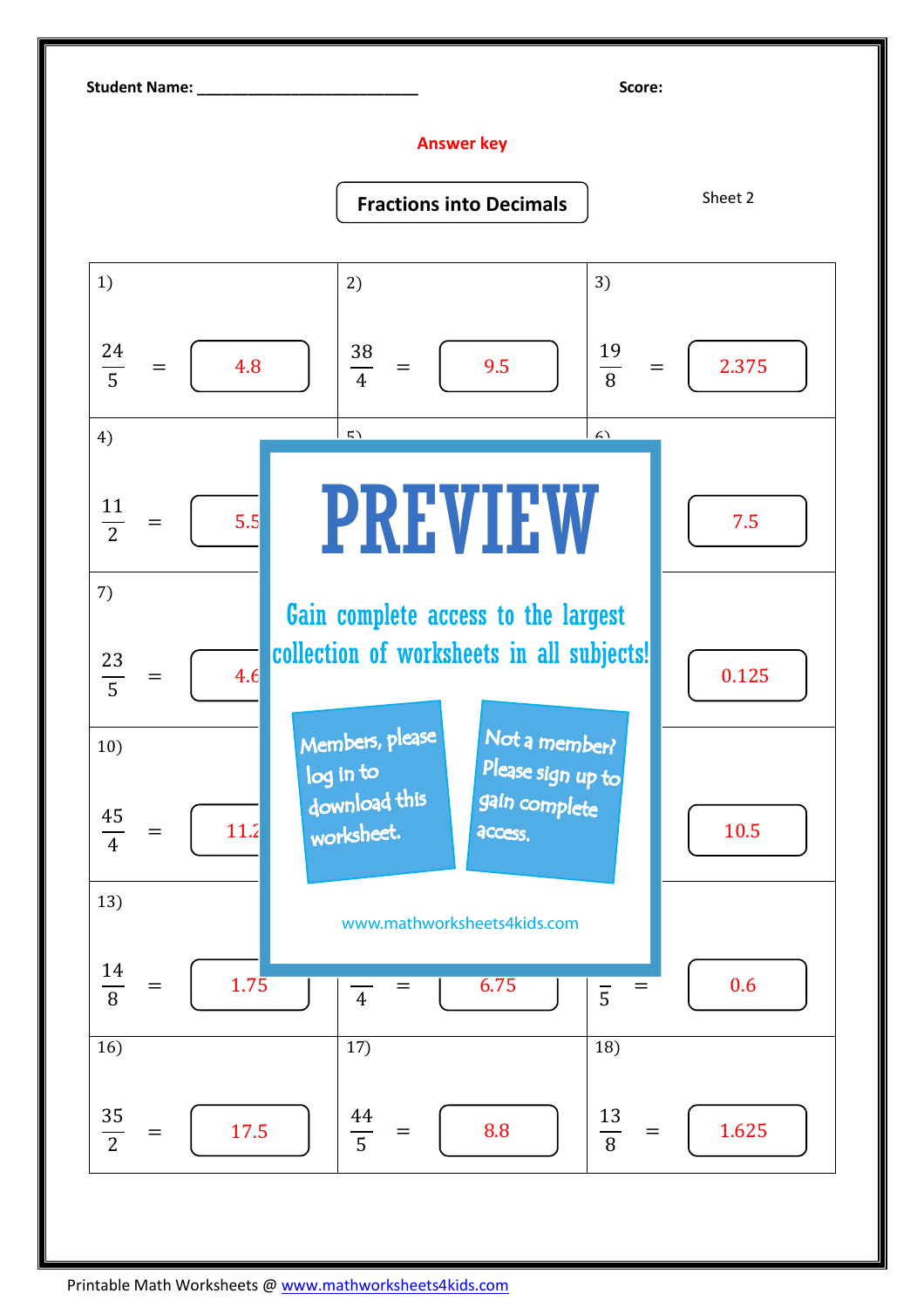Student Name: ___________________________ Score:

Answer key

# Fractions into Decimals

Sheet 2

| | | |
|---|---|---|
| 1) $\frac{24}{5}$ = 4.8 | 2) $\frac{38}{4}$ = 9.5 | 3) $\frac{19}{8}$ = 2.375 |
| 4) $\frac{11}{2}$ = 5.5 | 5) | 6) = 7.5 |
| 7) $\frac{23}{5}$ = 4.6 | | = 0.125 |
| 10) $\frac{45}{4}$ = 11.2 | | = 10.5 |
| 13) $\frac{14}{8}$ = 1.75 | $\frac{}{4}$ = 6.75 | $\frac{}{5}$ = 0.6 |
| 16) $\frac{35}{2}$ = 17.5 | 17) $\frac{44}{5}$ = 8.8 | 18) $\frac{13}{8}$ = 1.625 |

PREVIEW

Gain complete access to the largest collection of worksheets in all subjects!

Members, please log in to download this worksheet.

Not a member? Please sign up to gain complete access.

www.mathworksheets4kids.com

Printable Math Worksheets @ www.mathworksheets4kids.com